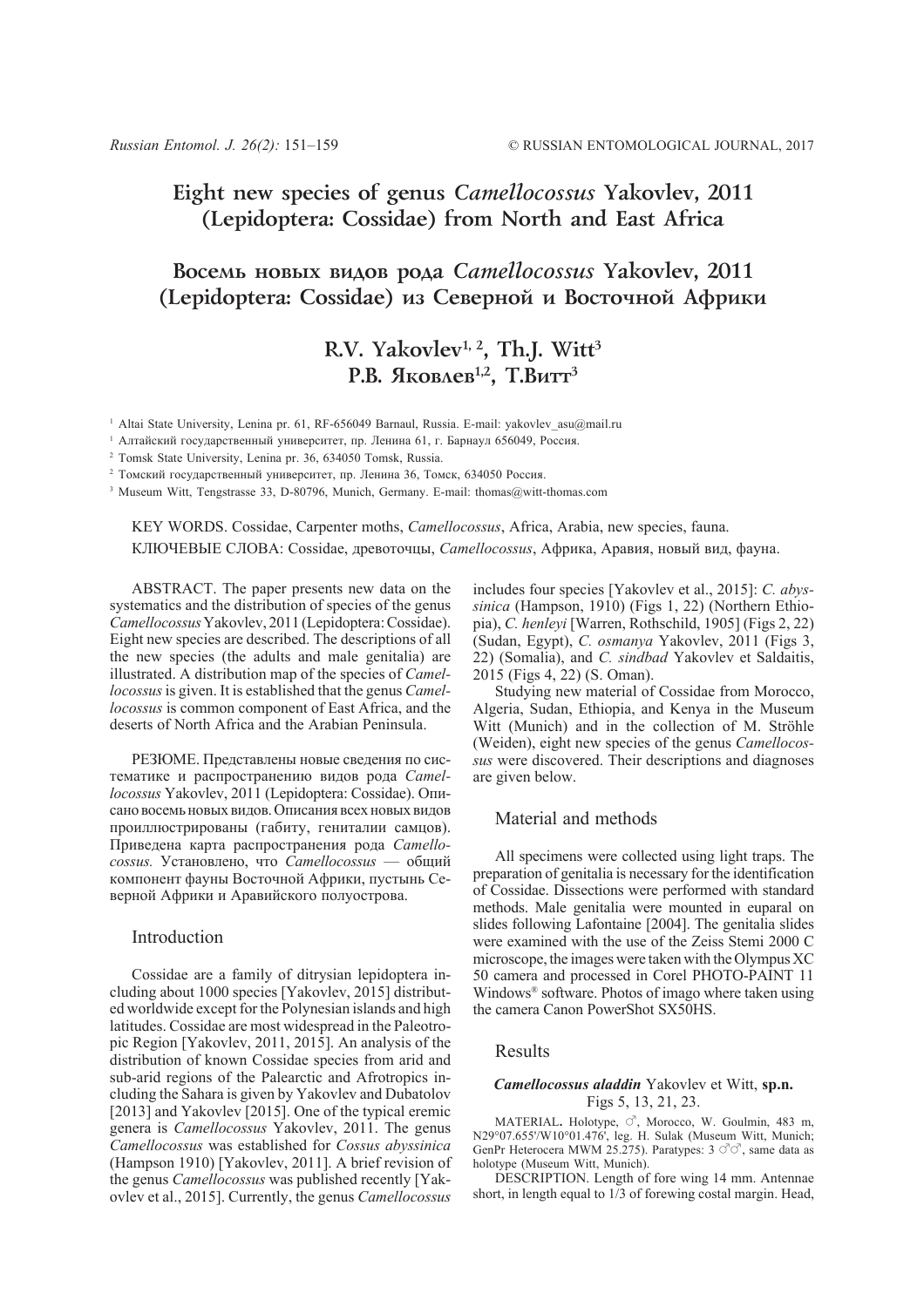# Eight new species of genus *Camellocossus* Yakovlev, 2011 (Lepidoptera: Cossidae) from North and East Africa

# Восемь новых видов рода *Camellocossus* Yakovlev, 2011 (Lepidoptera: Cossidae) из Северной и Восточной Африки

## R.V. Yakovlev[1, 2], Th.J. Witt[3]
## Р.В. Яковлев[1,2], Т.Витт[3]

[1] Altai State University, Lenina pr. 61, RF-656049 Barnaul, Russia. E-mail: yakovlev_asu@mail.ru

[1] Алтайский государственный университет, пр. Ленина 61, г. Барнаул 656049, Россия.

[2] Tomsk State University, Lenina pr. 36, 634050 Tomsk, Russia.

[2] Томский государственный университет, пр. Ленина 36, Томск, 634050 Россия.

[3] Museum Witt, Tengstrasse 33, D-80796, Munich, Germany. E-mail: thomas@witt-thomas.com

KEY WORDS. Cossidae, Carpenter moths, *Camellocossus*, Africa, Arabia, new species, fauna.

КЛЮЧЕВЫЕ СЛОВА: Cossidae, древоточцы, *Camellocossus*, Африка, Аравия, новый вид, фауна.

ABSTRACT. The paper presents new data on the systematics and the distribution of species of the genus *Camellocossus* Yakovlev, 2011 (Lepidoptera: Cossidae). Eight new species are described. The descriptions of all the new species (the adults and male genitalia) are illustrated. A distribution map of the species of *Camellocossus* is given. It is established that the genus *Camellocossus* is common component of East Africa, and the deserts of North Africa and the Arabian Peninsula.

РЕЗЮМЕ. Представлены новые сведения по систематике и распространению видов рода *Camellocossus* Yakovlev, 2011 (Lepidoptera: Cossidae). Описано восемь новых видов. Описания всех новых видов проиллюстрированы (габиту, гениталии самцов). Приведена карта распространения рода *Camellocossus.* Установлено, что *Camellocossus* — общий компонент фауны Восточной Африки, пустынь Северной Африки и Аравийского полуострова.

## Introduction

Cossidae are a family of ditrysian lepidoptera including about 1000 species [Yakovlev, 2015] distributed worldwide except for the Polynesian islands and high latitudes. Cossidae are most widespread in the Paleotropic Region [Yakovlev, 2011, 2015]. An analysis of the distribution of known Cossidae species from arid and sub-arid regions of the Palearctic and Afrotropics including the Sahara is given by Yakovlev and Dubatolov [2013] and Yakovlev [2015]. One of the typical eremic genera is *Camellocossus* Yakovlev, 2011. The genus *Camellocossus* was established for *Cossus abyssinica* (Hampson 1910) [Yakovlev, 2011]. A brief revision of the genus *Camellocossus* was published recently [Yakovlev et al., 2015]. Currently, the genus *Camellocossus* includes four species [Yakovlev et al., 2015]: *C. abyssinica* (Hampson, 1910) (Figs 1, 22) (Northern Ethiopia), *C. henleyi* [Warren, Rothschild, 1905] (Figs 2, 22) (Sudan, Egypt), *C. osmanya* Yakovlev, 2011 (Figs 3, 22) (Somalia), and *C. sindbad* Yakovlev et Saldaitis, 2015 (Figs 4, 22) (S. Oman).

Studying new material of Cossidae from Morocco, Algeria, Sudan, Ethiopia, and Kenya in the Museum Witt (Munich) and in the collection of M. Ströhle (Weiden), eight new species of the genus *Camellocossus* were discovered. Their descriptions and diagnoses are given below.

## Material and methods

All specimens were collected using light traps. The preparation of genitalia is necessary for the identification of Cossidae. Dissections were performed with standard methods. Male genitalia were mounted in euparal on slides following Lafontaine [2004]. The genitalia slides were examined with the use of the Zeiss Stemi 2000 C microscope, the images were taken with the Olympus XC 50 camera and processed in Corel PHOTO-PAINT 11 Windows® software. Photos of imago where taken using the camera Canon PowerShot SX50HS.

## Results

### *Camellocossus aladdin* Yakovlev et Witt, sp.n.

Figs 5, 13, 21, 23.

MATERIAL. Holotype, ♂, Morocco, W. Goulmin, 483 m, N29°07.655'/W10°01.476', leg. H. Sulak (Museum Witt, Munich; GenPr Heterocera MWM 25.275). Paratypes: 3 ♂♂, same data as holotype (Museum Witt, Munich).

DESCRIPTION. Length of fore wing 14 mm. Antennae short, in length equal to 1/3 of forewing costal margin. Head,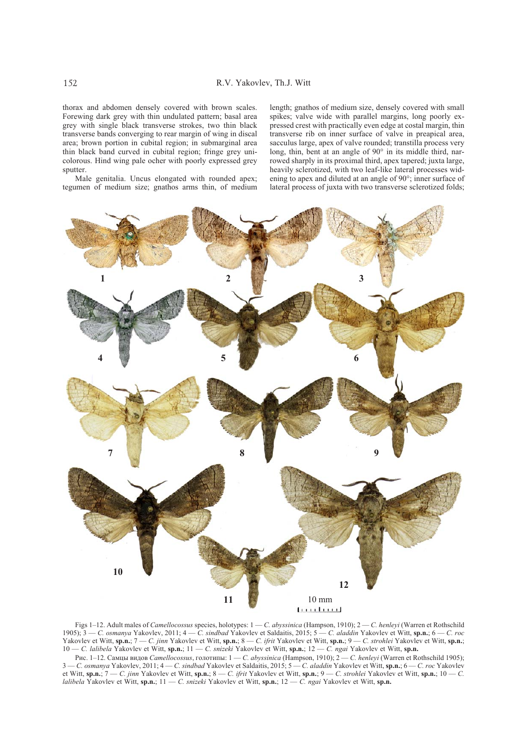thorax and abdomen densely covered with brown scales. Forewing dark grey with thin undulated pattern; basal area grey with single black transverse strokes, two thin black transverse bands converging to rear margin of wing in discal area; brown portion in cubital region; in submarginal area thin black band curved in cubital region; fringe grey unicolorous. Hind wing pale ocher with poorly expressed grey sputter.

Male genitalia. Uncus elongated with rounded apex; tegumen of medium size; gnathos arms thin, of medium length; gnathos of medium size, densely covered with small spikes; valve wide with parallel margins, long poorly expressed crest with practically even edge at costal margin, thin transverse rib on inner surface of valve in preapical area, sacculus large, apex of valve rounded; transtilla process very long, thin, bent at an angle of 90° in its middle third, narrowed sharply in its proximal third, apex tapered; juxta large, heavily sclerotized, with two leaf-like lateral processes widening to apex and diluted at an angle of 90°; inner surface of lateral process of juxta with two transverse sclerotized folds;

Figs 1–12. Adult males of *Camellocossus* species, holotypes: 1 — *C. abyssinica* (Hampson, 1910); 2 — *C. henleyi* (Warren et Rothschild 1905); 3 — *C. osmanya* Yakovlev, 2011; 4 — *C. sindbad* Yakovlev et Saldaitis, 2015; 5 — *C. aladdin* Yakovlev et Witt, **sp.n.**; 6 — *C. roc* Yakovlev et Witt, **sp.n.**; 7 — *C. jinn* Yakovlev et Witt, **sp.n.**; 8 — *C. ifrit* Yakovlev et Witt, **sp.n.**; 9 — *C. strohlei* Yakovlev et Witt, **sp.n.**; 10 — *C. lalibela* Yakovlev et Witt, **sp.n.**; 11 — *C. snizeki* Yakovlev et Witt, **sp.n.**; 12 — *C. ngai* Yakovlev et Witt, **sp.n.**

Рис. 1–12. Самцы видов *Camellocossus*, голотипы: 1 — *C. abyssinica* (Hampson, 1910); 2 — *C. henleyi* (Warren et Rothschild 1905); 3 — *C. osmanya* Yakovlev, 2011; 4 — *C. sindbad* Yakovlev et Saldaitis, 2015; 5 — *C. aladdin* Yakovlev et Witt, **sp.n.**; 6 — *C. roc* Yakovlev et Witt, **sp.n.**; 7 — *C. jinn* Yakovlev et Witt, **sp.n.**; 8 — *C. ifrit* Yakovlev et Witt, **sp.n.**; 9 — *C. strohlei* Yakovlev et Witt, **sp.n.**; 10 — *C. lalibela* Yakovlev et Witt, **sp.n.**; 11 — *C. snizeki* Yakovlev et Witt, **sp.n.**; 12 — *C. ngai* Yakovlev et Witt, **sp.n.**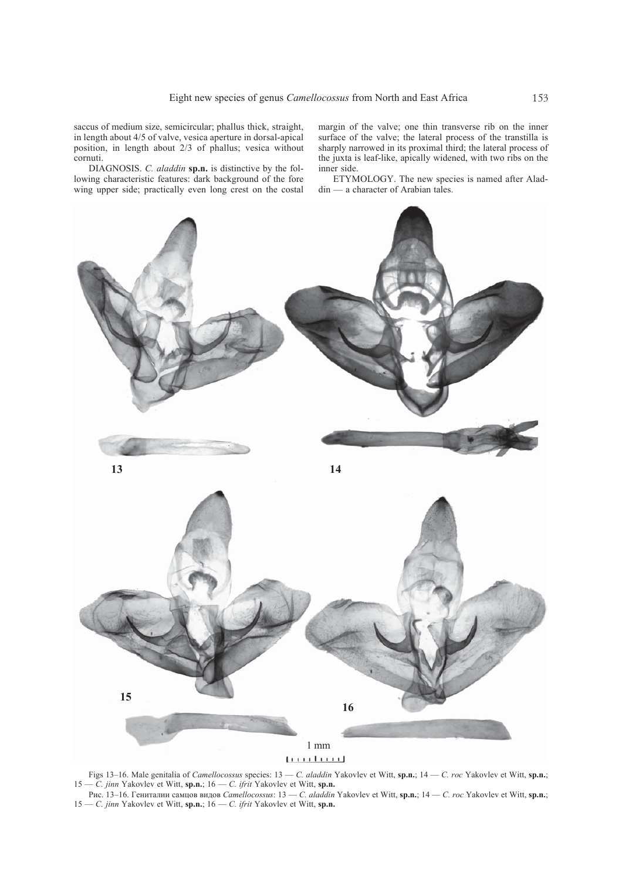saccus of medium size, semicircular; phallus thick, straight, in length about 4/5 of valve, vesica aperture in dorsal-apical position, in length about 2/3 of phallus; vesica without cornuti.

DIAGNOSIS. *C. aladdin* **sp.n.** is distinctive by the following characteristic features: dark background of the fore wing upper side; practically even long crest on the costal margin of the valve; one thin transverse rib on the inner surface of the valve; the lateral process of the transtilla is sharply narrowed in its proximal third; the lateral process of the juxta is leaf-like, apically widened, with two ribs on the inner side.

ETYMOLOGY. The new species is named after Aladdin — a character of Arabian tales.

Figs 13–16. Male genitalia of *Camellocossus* species: 13 — *C. aladdin* Yakovlev et Witt, **sp.n.**; 14 — *C. roc* Yakovlev et Witt, **sp.n.**; 15 — *C. jinn* Yakovlev et Witt, **sp.n.**; 16 — *C. ifrit* Yakovlev et Witt, **sp.n.**

Рис. 13–16. Гениталии самцов видов *Camellocossus*: 13 — *C. aladdin* Yakovlev et Witt, **sp.n.**; 14 — *C. roc* Yakovlev et Witt, **sp.n.**; 15 — *C. jinn* Yakovlev et Witt, **sp.n.**; 16 — *C. ifrit* Yakovlev et Witt, **sp.n.**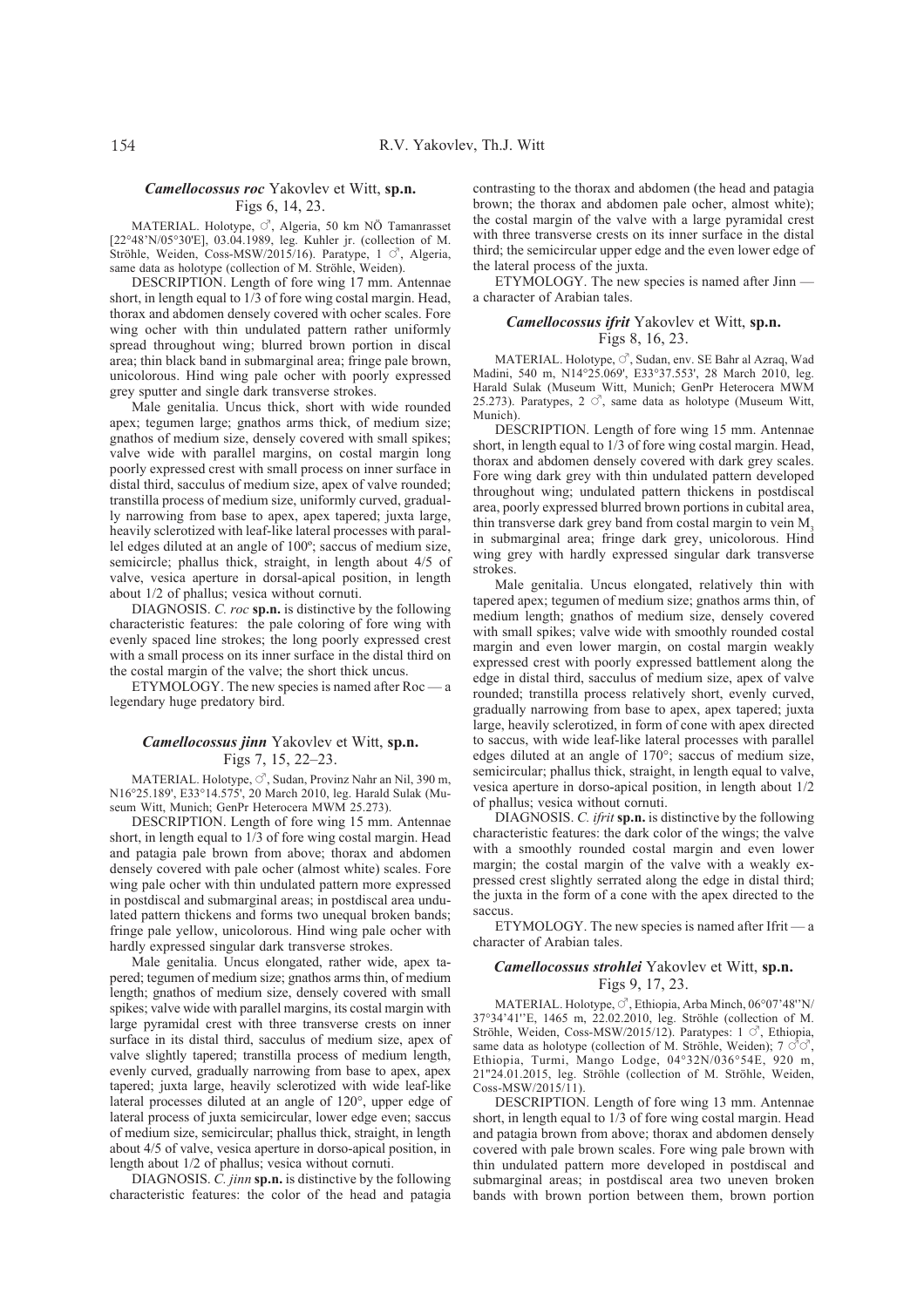### *Camellocossus roc* Yakovlev et Witt, **sp.n.**

Figs 6, 14, 23.

MATERIAL. Holotype, ♂, Algeria, 50 km NÖ Tamanrasset [22°48'N/05°30'E], 03.04.1989, leg. Kuhler jr. (collection of M. Ströhle, Weiden, Coss-MSW/2015/16). Paratype, 1 ♂, Algeria, same data as holotype (collection of M. Ströhle, Weiden).

DESCRIPTION. Length of fore wing 17 mm. Antennae short, in length equal to 1/3 of fore wing costal margin. Head, thorax and abdomen densely covered with ocher scales. Fore wing ocher with thin undulated pattern rather uniformly spread throughout wing; blurred brown portion in discal area; thin black band in submarginal area; fringe pale brown, unicolorous. Hind wing pale ocher with poorly expressed grey sputter and single dark transverse strokes.

Male genitalia. Uncus thick, short with wide rounded apex; tegumen large; gnathos arms thick, of medium size; gnathos of medium size, densely covered with small spikes; valve wide with parallel margins, on costal margin long poorly expressed crest with small process on inner surface in distal third, sacculus of medium size, apex of valve rounded; transtilla process of medium size, uniformly curved, gradually narrowing from base to apex, apex tapered; juxta large, heavily sclerotized with leaf-like lateral processes with parallel edges diluted at an angle of 100º; saccus of medium size, semicircle; phallus thick, straight, in length about 4/5 of valve, vesica aperture in dorsal-apical position, in length about 1/2 of phallus; vesica without cornuti.

DIAGNOSIS. *C. roc* **sp.n.** is distinctive by the following characteristic features: the pale coloring of fore wing with evenly spaced line strokes; the long poorly expressed crest with a small process on its inner surface in the distal third on the costal margin of the valve; the short thick uncus.

ETYMOLOGY. The new species is named after Roc — a legendary huge predatory bird.

### *Camellocossus jinn* Yakovlev et Witt, **sp.n.**

Figs 7, 15, 22–23.

MATERIAL. Holotype, ♂, Sudan, Provinz Nahr an Nil, 390 m, N16°25.189', E33°14.575', 20 March 2010, leg. Harald Sulak (Museum Witt, Munich; GenPr Heterocera MWM 25.273).

DESCRIPTION. Length of fore wing 15 mm. Antennae short, in length equal to 1/3 of fore wing costal margin. Head and patagia pale brown from above; thorax and abdomen densely covered with pale ocher (almost white) scales. Fore wing pale ocher with thin undulated pattern more expressed in postdiscal and submarginal areas; in postdiscal area undulated pattern thickens and forms two unequal broken bands; fringe pale yellow, unicolorous. Hind wing pale ocher with hardly expressed singular dark transverse strokes.

Male genitalia. Uncus elongated, rather wide, apex tapered; tegumen of medium size; gnathos arms thin, of medium length; gnathos of medium size, densely covered with small spikes; valve wide with parallel margins, its costal margin with large pyramidal crest with three transverse crests on inner surface in its distal third, sacculus of medium size, apex of valve slightly tapered; transtilla process of medium length, evenly curved, gradually narrowing from base to apex, apex tapered; juxta large, heavily sclerotized with wide leaf-like lateral processes diluted at an angle of 120°, upper edge of lateral process of juxta semicircular, lower edge even; saccus of medium size, semicircular; phallus thick, straight, in length about 4/5 of valve, vesica aperture in dorso-apical position, in length about 1/2 of phallus; vesica without cornuti.

DIAGNOSIS. *C. jinn* **sp.n.** is distinctive by the following characteristic features: the color of the head and patagia contrasting to the thorax and abdomen (the head and patagia brown; the thorax and abdomen pale ocher, almost white); the costal margin of the valve with a large pyramidal crest with three transverse crests on its inner surface in the distal third; the semicircular upper edge and the even lower edge of the lateral process of the juxta.

ETYMOLOGY. The new species is named after Jinn — a character of Arabian tales.

### *Camellocossus ifrit* Yakovlev et Witt, **sp.n.**

Figs 8, 16, 23.

MATERIAL. Holotype, ♂, Sudan, env. SE Bahr al Azraq, Wad Madini, 540 m, N14°25.069', E33°37.553', 28 March 2010, leg. Harald Sulak (Museum Witt, Munich; GenPr Heterocera MWM 25.273). Paratypes, 2 ♂, same data as holotype (Museum Witt, Munich).

DESCRIPTION. Length of fore wing 15 mm. Antennae short, in length equal to 1/3 of fore wing costal margin. Head, thorax and abdomen densely covered with dark grey scales. Fore wing dark grey with thin undulated pattern developed throughout wing; undulated pattern thickens in postdiscal area, poorly expressed blurred brown portions in cubital area, thin transverse dark grey band from costal margin to vein $M_3$ in submarginal area; fringe dark grey, unicolorous. Hind wing grey with hardly expressed singular dark transverse strokes.

Male genitalia. Uncus elongated, relatively thin with tapered apex; tegumen of medium size; gnathos arms thin, of medium length; gnathos of medium size, densely covered with small spikes; valve wide with smoothly rounded costal margin and even lower margin, on costal margin weakly expressed crest with poorly expressed battlement along the edge in distal third, sacculus of medium size, apex of valve rounded; transtilla process relatively short, evenly curved, gradually narrowing from base to apex, apex tapered; juxta large, heavily sclerotized, in form of cone with apex directed to saccus, with wide leaf-like lateral processes with parallel edges diluted at an angle of 170°; saccus of medium size, semicircular; phallus thick, straight, in length equal to valve, vesica aperture in dorso-apical position, in length about 1/2 of phallus; vesica without cornuti.

DIAGNOSIS. *C. ifrit* **sp.n.** is distinctive by the following characteristic features: the dark color of the wings; the valve with a smoothly rounded costal margin and even lower margin; the costal margin of the valve with a weakly expressed crest slightly serrated along the edge in distal third; the juxta in the form of a cone with the apex directed to the saccus.

ETYMOLOGY. The new species is named after Ifrit — a character of Arabian tales.

### *Camellocossus strohlei* Yakovlev et Witt, **sp.n.**

Figs 9, 17, 23.

MATERIAL. Holotype, ♂, Ethiopia, Arba Minch, 06°07'48''N/ 37°34'41''E, 1465 m, 22.02.2010, leg. Ströhle (collection of M. Ströhle, Weiden, Coss-MSW/2015/12). Paratypes: 1 ♂, Ethiopia, same data as holotype (collection of M. Ströhle, Weiden); 7 ♂♂, Ethiopia, Turmi, Mango Lodge, 04°32N/036°54E, 920 m, 21"24.01.2015, leg. Ströhle (collection of M. Ströhle, Weiden, Coss-MSW/2015/11).

DESCRIPTION. Length of fore wing 13 mm. Antennae short, in length equal to 1/3 of fore wing costal margin. Head and patagia brown from above; thorax and abdomen densely covered with pale brown scales. Fore wing pale brown with thin undulated pattern more developed in postdiscal and submarginal areas; in postdiscal area two uneven broken bands with brown portion between them, brown portion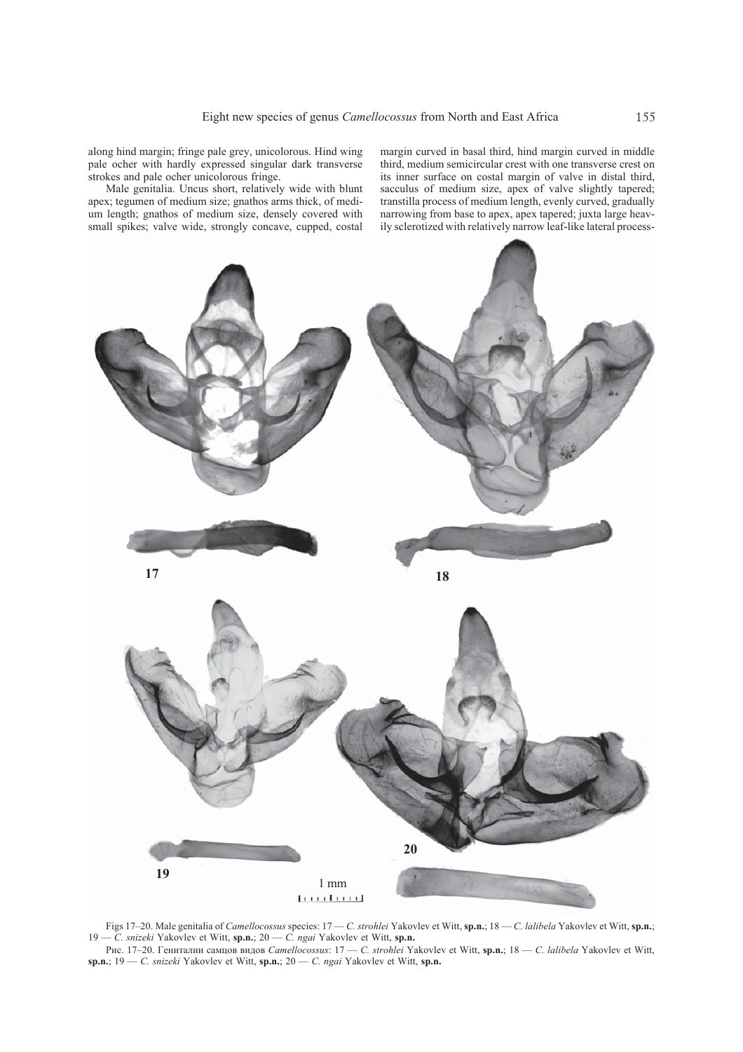along hind margin; fringe pale grey, unicolorous. Hind wing pale ocher with hardly expressed singular dark transverse strokes and pale ocher unicolorous fringe.

Male genitalia. Uncus short, relatively wide with blunt apex; tegumen of medium size; gnathos arms thick, of medium length; gnathos of medium size, densely covered with small spikes; valve wide, strongly concave, cupped, costal margin curved in basal third, hind margin curved in middle third, medium semicircular crest with one transverse crest on its inner surface on costal margin of valve in distal third, sacculus of medium size, apex of valve slightly tapered; transtilla process of medium length, evenly curved, gradually narrowing from base to apex, apex tapered; juxta large heavily sclerotized with relatively narrow leaf-like lateral process-

Figs 17–20. Male genitalia of *Camellocossus* species: 17 — *C. strohlei* Yakovlev et Witt, **sp.n.**; 18 — *C. lalibela* Yakovlev et Witt, **sp.n.**; 19 — *C. snizeki* Yakovlev et Witt, **sp.n.**; 20 — *C. ngai* Yakovlev et Witt, **sp.n.**

Рис. 17–20. Гениталии самцов видов *Camellocossus*: 17 — *C. strohlei* Yakovlev et Witt, **sp.n.**; 18 — *C. lalibela* Yakovlev et Witt, **sp.n.**; 19 — *C. snizeki* Yakovlev et Witt, **sp.n.**; 20 — *C. ngai* Yakovlev et Witt, **sp.n.**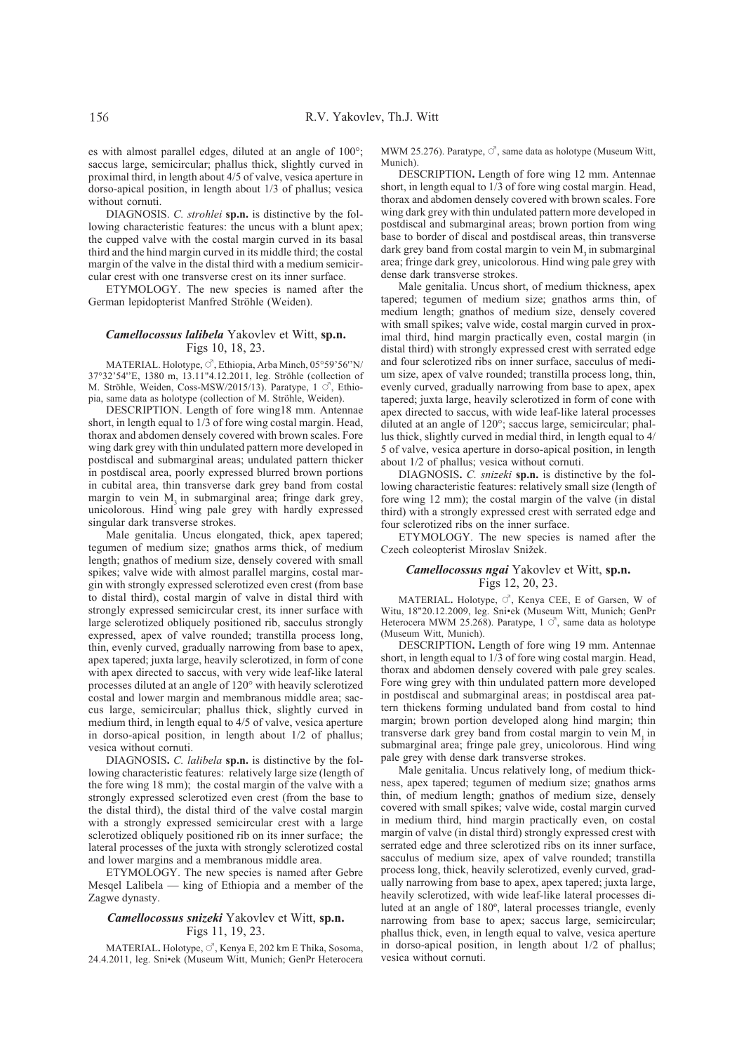es with almost parallel edges, diluted at an angle of 100°; saccus large, semicircular; phallus thick, slightly curved in proximal third, in length about 4/5 of valve, vesica aperture in dorso-apical position, in length about 1/3 of phallus; vesica without cornuti.

DIAGNOSIS. *C. strohlei* **sp.n.** is distinctive by the following characteristic features: the uncus with a blunt apex; the cupped valve with the costal margin curved in its basal third and the hind margin curved in its middle third; the costal margin of the valve in the distal third with a medium semicircular crest with one transverse crest on its inner surface.

ETYMOLOGY. The new species is named after the German lepidopterist Manfred Ströhle (Weiden).

### *Camellocossus lalibela* Yakovlev et Witt, **sp.n.**

Figs 10, 18, 23.

MATERIAL. Holotype, ♂, Ethiopia, Arba Minch, 05°59'56''N/ 37°32'54''E, 1380 m, 13.11"4.12.2011, leg. Ströhle (collection of M. Ströhle, Weiden, Coss-MSW/2015/13). Paratype, 1 ♂, Ethiopia, same data as holotype (collection of M. Ströhle, Weiden).

DESCRIPTION. Length of fore wing18 mm. Antennae short, in length equal to 1/3 of fore wing costal margin. Head, thorax and abdomen densely covered with brown scales. Fore wing dark grey with thin undulated pattern more developed in postdiscal and submarginal areas; undulated pattern thicker in postdiscal area, poorly expressed blurred brown portions in cubital area, thin transverse dark grey band from costal margin to vein $M_3$ in submarginal area; fringe dark grey, unicolorous. Hind wing pale grey with hardly expressed singular dark transverse strokes.

Male genitalia. Uncus elongated, thick, apex tapered; tegumen of medium size; gnathos arms thick, of medium length; gnathos of medium size, densely covered with small spikes; valve wide with almost parallel margins, costal margin with strongly expressed sclerotized even crest (from base to distal third), costal margin of valve in distal third with strongly expressed semicircular crest, its inner surface with large sclerotized obliquely positioned rib, sacculus strongly expressed, apex of valve rounded; transtilla process long, thin, evenly curved, gradually narrowing from base to apex, apex tapered; juxta large, heavily sclerotized, in form of cone with apex directed to saccus, with very wide leaf-like lateral processes diluted at an angle of 120° with heavily sclerotized costal and lower margin and membranous middle area; saccus large, semicircular; phallus thick, slightly curved in medium third, in length equal to 4/5 of valve, vesica aperture in dorso-apical position, in length about 1/2 of phallus; vesica without cornuti.

DIAGNOSIS**.** *C. lalibela* **sp.n.** is distinctive by the following characteristic features: relatively large size (length of the fore wing 18 mm); the costal margin of the valve with a strongly expressed sclerotized even crest (from the base to the distal third), the distal third of the valve costal margin with a strongly expressed semicircular crest with a large sclerotized obliquely positioned rib on its inner surface; the lateral processes of the juxta with strongly sclerotized costal and lower margins and a membranous middle area.

ETYMOLOGY. The new species is named after Gebre Mesqel Lalibela — king of Ethiopia and a member of the Zagwe dynasty.

### *Camellocossus snizeki* Yakovlev et Witt, **sp.n.**

Figs 11, 19, 23.

MATERIAL**.** Holotype, ♂, Kenya E, 202 km E Thika, Sosoma, 24.4.2011, leg. Sni•ek (Museum Witt, Munich; GenPr Heterocera MWM 25.276). Paratype, ♂, same data as holotype (Museum Witt, Munich).

DESCRIPTION**.** Length of fore wing 12 mm. Antennae short, in length equal to 1/3 of fore wing costal margin. Head, thorax and abdomen densely covered with brown scales. Fore wing dark grey with thin undulated pattern more developed in postdiscal and submarginal areas; brown portion from wing base to border of discal and postdiscal areas, thin transverse dark grey band from costal margin to vein $M_3$ in submarginal area; fringe dark grey, unicolorous. Hind wing pale grey with dense dark transverse strokes.

Male genitalia. Uncus short, of medium thickness, apex tapered; tegumen of medium size; gnathos arms thin, of medium length; gnathos of medium size, densely covered with small spikes; valve wide, costal margin curved in proximal third, hind margin practically even, costal margin (in distal third) with strongly expressed crest with serrated edge and four sclerotized ribs on inner surface, sacculus of medium size, apex of valve rounded; transtilla process long, thin, evenly curved, gradually narrowing from base to apex, apex tapered; juxta large, heavily sclerotized, in form of cone with apex directed to saccus, with wide leaf-like lateral processes diluted at an angle of 120°; saccus large, semicircular; phallus thick, slightly curved in medial third, in length equal to 4/5 of valve, vesica aperture in dorso-apical position, in length about 1/2 of phallus; vesica without cornuti.

DIAGNOSIS**.** *C. snizeki* **sp.n.** is distinctive by the following characteristic features: relatively small size (length of fore wing 12 mm); the costal margin of the valve (in distal third) with a strongly expressed crest with serrated edge and four sclerotized ribs on the inner surface.

ETYMOLOGY. The new species is named after the Czech coleopterist Miroslav Snižek.

### *Camellocossus ngai* Yakovlev et Witt, **sp.n.**

Figs 12, 20, 23.

MATERIAL**.** Holotype, ♂, Kenya CEE, E of Garsen, W of Witu, 18"20.12.2009, leg. Sni•ek (Museum Witt, Munich; GenPr Heterocera MWM 25.268). Paratype, 1 ♂, same data as holotype (Museum Witt, Munich).

DESCRIPTION**.** Length of fore wing 19 mm. Antennae short, in length equal to 1/3 of fore wing costal margin. Head, thorax and abdomen densely covered with pale grey scales. Fore wing grey with thin undulated pattern more developed in postdiscal and submarginal areas; in postdiscal area pattern thickens forming undulated band from costal to hind margin; brown portion developed along hind margin; thin transverse dark grey band from costal margin to vein $M_1$ in submarginal area; fringe pale grey, unicolorous. Hind wing pale grey with dense dark transverse strokes.

Male genitalia. Uncus relatively long, of medium thickness, apex tapered; tegumen of medium size; gnathos arms thin, of medium length; gnathos of medium size, densely covered with small spikes; valve wide, costal margin curved in medium third, hind margin practically even, on costal margin of valve (in distal third) strongly expressed crest with serrated edge and three sclerotized ribs on its inner surface, sacculus of medium size, apex of valve rounded; transtilla process long, thick, heavily sclerotized, evenly curved, gradually narrowing from base to apex, apex tapered; juxta large, heavily sclerotized, with wide leaf-like lateral processes diluted at an angle of 180º, lateral processes triangle, evenly narrowing from base to apex; saccus large, semicircular; phallus thick, even, in length equal to valve, vesica aperture in dorso-apical position, in length about 1/2 of phallus; vesica without cornuti.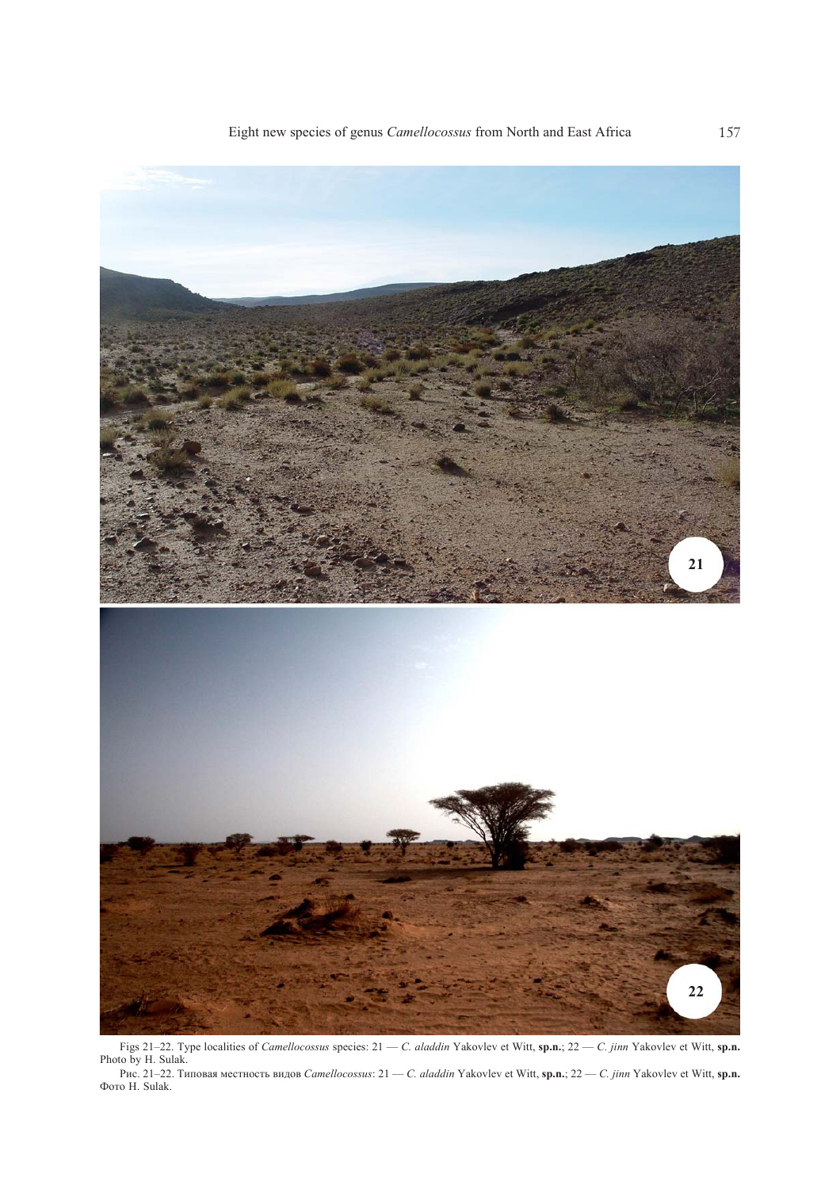Figs 21–22. Type localities of *Camellocossus* species: 21 — *C. aladdin* Yakovlev et Witt, **sp.n.**; 22 — *C. jinn* Yakovlev et Witt, **sp.n.** Photo by H. Sulak.

Рис. 21–22. Типовая местность видов *Camellocossus*: 21 — *C. aladdin* Yakovlev et Witt, **sp.n.**; 22 — *C. jinn* Yakovlev et Witt, **sp.n.** Фото H. Sulak.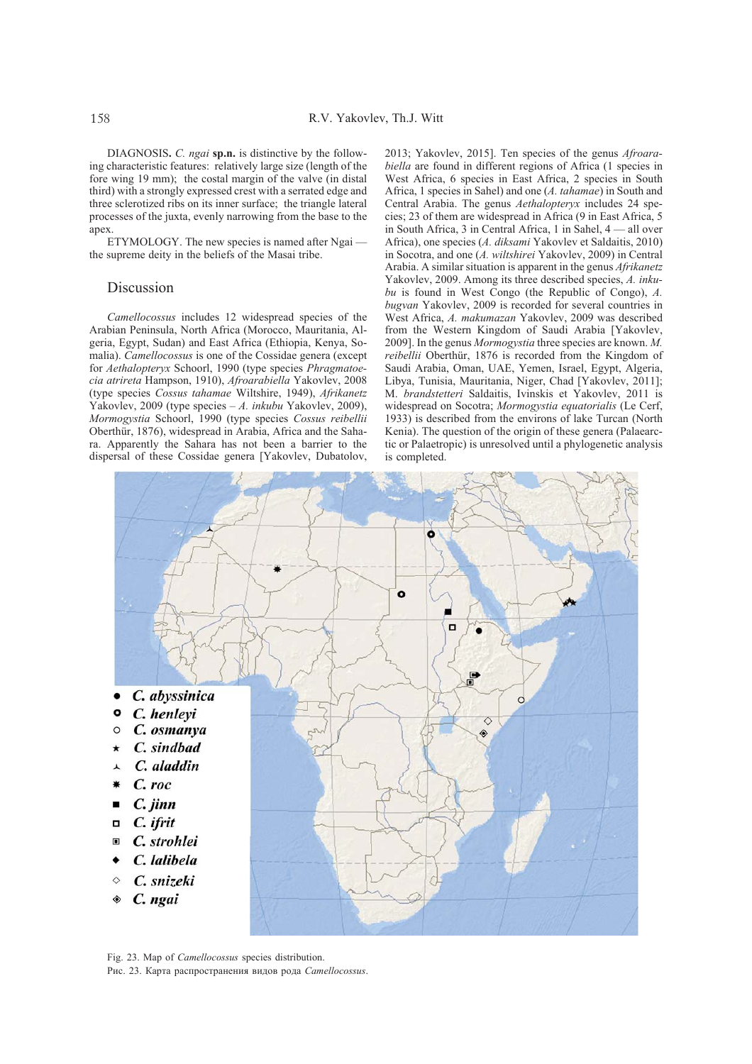DIAGNOSIS**.** *C. ngai* **sp.n.** is distinctive by the following characteristic features: relatively large size (length of the fore wing 19 mm); the costal margin of the valve (in distal third) with a strongly expressed crest with a serrated edge and three sclerotized ribs on its inner surface; the triangle lateral processes of the juxta, evenly narrowing from the base to the apex.

ETYMOLOGY. The new species is named after Ngai — the supreme deity in the beliefs of the Masai tribe.

## Discussion

*Camellocossus* includes 12 widespread species of the Arabian Peninsula, North Africa (Morocco, Mauritania, Algeria, Egypt, Sudan) and East Africa (Ethiopia, Kenya, Somalia). *Camellocossus* is one of the Cossidae genera (except for *Aethalopteryx* Schoorl, 1990 (type species *Phragmatoecia atrireta* Hampson, 1910), *Afroarabiella* Yakovlev, 2008 (type species *Cossus tahamae* Wiltshire, 1949), *Afrikanetz* Yakovlev, 2009 (type species – *A. inkubu* Yakovlev, 2009), *Mormogystia* Schoorl, 1990 (type species *Cossus reibellii* Oberthür, 1876), widespread in Arabia, Africa and the Sahara. Apparently the Sahara has not been a barrier to the dispersal of these Cossidae genera [Yakovlev, Dubatolov, 2013; Yakovlev, 2015]. Ten species of the genus *Afroarabiella* are found in different regions of Africa (1 species in West Africa, 6 species in East Africa, 2 species in South Africa, 1 species in Sahel) and one (*A. tahamae*) in South and Central Arabia. The genus *Aethalopteryx* includes 24 species; 23 of them are widespread in Africa (9 in East Africa, 5 in South Africa, 3 in Central Africa, 1 in Sahel, 4 — all over Africa), one species (*A. diksami* Yakovlev et Saldaitis, 2010) in Socotra, and one (*A. wiltshirei* Yakovlev, 2009) in Central Arabia. A similar situation is apparent in the genus *Afrikanetz* Yakovlev, 2009. Among its three described species, *A. inkubu* is found in West Congo (the Republic of Congo), *A. bugvan* Yakovlev, 2009 is recorded for several countries in West Africa, *A. makumazan* Yakovlev, 2009 was described from the Western Kingdom of Saudi Arabia [Yakovlev, 2009]. In the genus *Mormogystia* three species are known. *M. reibellii* Oberthür, 1876 is recorded from the Kingdom of Saudi Arabia, Oman, UAE, Yemen, Israel, Egypt, Algeria, Libya, Tunisia, Mauritania, Niger, Chad [Yakovlev, 2011]; M. *brandstetteri* Saldaitis, Ivinskis et Yakovlev, 2011 is widespread on Socotra; *Mormogystia equatorialis* (Le Cerf, 1933) is described from the environs of lake Turcan (North Kenia). The question of the origin of these genera (Palaearctic or Palaetropic) is unresolved until a phylogenetic analysis is completed.

Fig. 23. Map of *Camellocossus* species distribution.

Рис. 23. Карта распространения видов рода *Camellocossus*.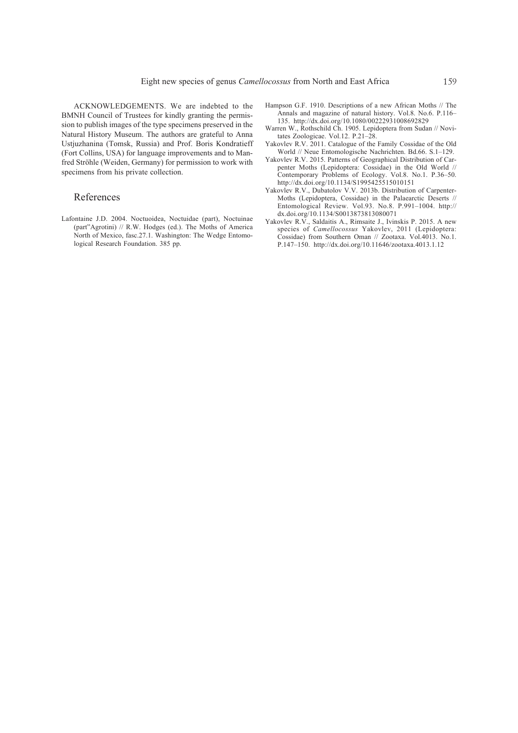ACKNOWLEDGEMENTS. We are indebted to the BMNH Council of Trustees for kindly granting the permission to publish images of the type specimens preserved in the Natural History Museum. The authors are grateful to Anna Ustjuzhanina (Tomsk, Russia) and Prof. Boris Kondratieff (Fort Collins, USA) for language improvements and to Manfred Ströhle (Weiden, Germany) for permission to work with specimens from his private collection.

## References

Lafontaine J.D. 2004. Noctuoidea, Noctuidae (part), Noctuinae (part"Agrotini) // R.W. Hodges (ed.). The Moths of America North of Mexico, fasc.27.1. Washington: The Wedge Entomological Research Foundation. 385 pp.

Hampson G.F. 1910. Descriptions of a new African Moths // The Annals and magazine of natural history. Vol.8. No.6. P.116–135. http://dx.doi.org/10.1080/00222931008692829

Warren W., Rothschild Ch. 1905. Lepidoptera from Sudan // Novitates Zoologicae. Vol.12. P.21–28.

Yakovlev R.V. 2011. Catalogue of the Family Cossidae of the Old World // Neue Entomologische Nachrichten. Bd.66. S.1–129.

Yakovlev R.V. 2015. Patterns of Geographical Distribution of Carpenter Moths (Lepidoptera: Cossidae) in the Old World // Contemporary Problems of Ecology. Vol.8. No.1. P.36–50. http://dx.doi.org/10.1134/S1995425515010151

Yakovlev R.V., Dubatolov V.V. 2013b. Distribution of Carpenter-Moths (Lepidoptera, Cossidae) in the Palaearctic Deserts // Entomological Review. Vol.93. No.8. P.991–1004. http://dx.doi.org/10.1134/S0013873813080071

Yakovlev R.V., Saldaitis A., Rimsaite J., Ivinskis P. 2015. A new species of *Camellocossus* Yakovlev, 2011 (Lepidoptera: Cossidae) from Southern Oman // Zootaxa. Vol.4013. No.1. P.147–150. http://dx.doi.org/10.11646/zootaxa.4013.1.12